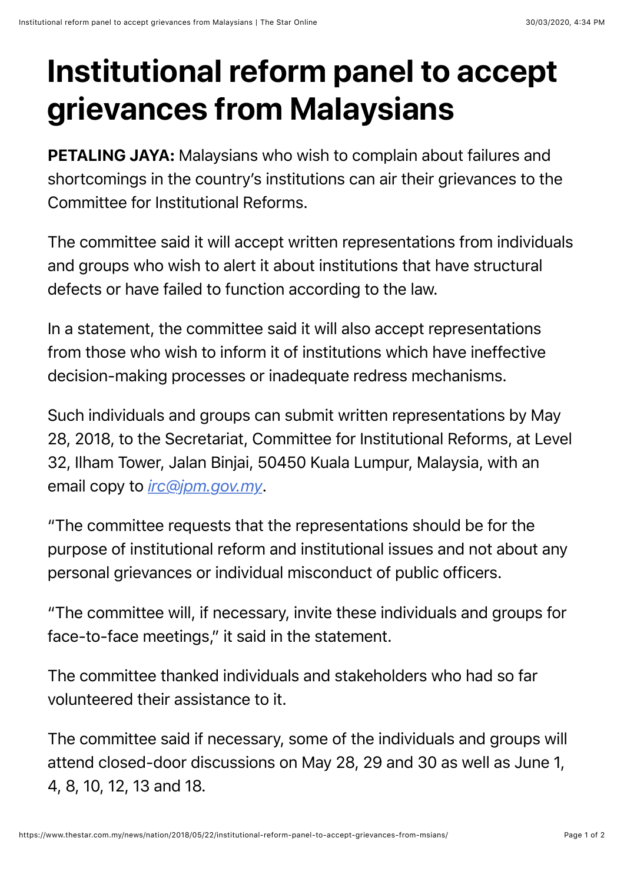# Institutional reform panel to accept grievances from Malaysians

**PETALING JAYA:** Malaysians who wish to complain about failures and shortcomings in the country's institutions can air their grievances to the Committee for Institutional Reforms.

The committee said it will accept written representations from individuals and groups who wish to alert it about institutions that have structural defects or have failed to function according to the law.

In a statement, the committee said it will also accept representations from those who wish to inform it of institutions which have ineffective decision-making processes or inadequate redress mechanisms.

Such individuals and groups can submit written representations by May 28, 2018, to the Secretariat, Committee for Institutional Reforms, at Level 32, Ilham Tower, Jalan Binjai, 50450 Kuala Lumpur, Malaysia, with an email copy to *irc@jpm.gov.my*.

"The committee requests that the representations should be for the purpose of institutional reform and institutional issues and not about any personal grievances or individual misconduct of public officers.

"The committee will, if necessary, invite these individuals and groups for face-to-face meetings," it said in the statement.

The committee thanked individuals and stakeholders who had so far volunteered their assistance to it.

The committee said if necessary, some of the individuals and groups will attend closed-door discussions on May 28, 29 and 30 as well as June 1, 4, 8, 10, 12, 13 and 18.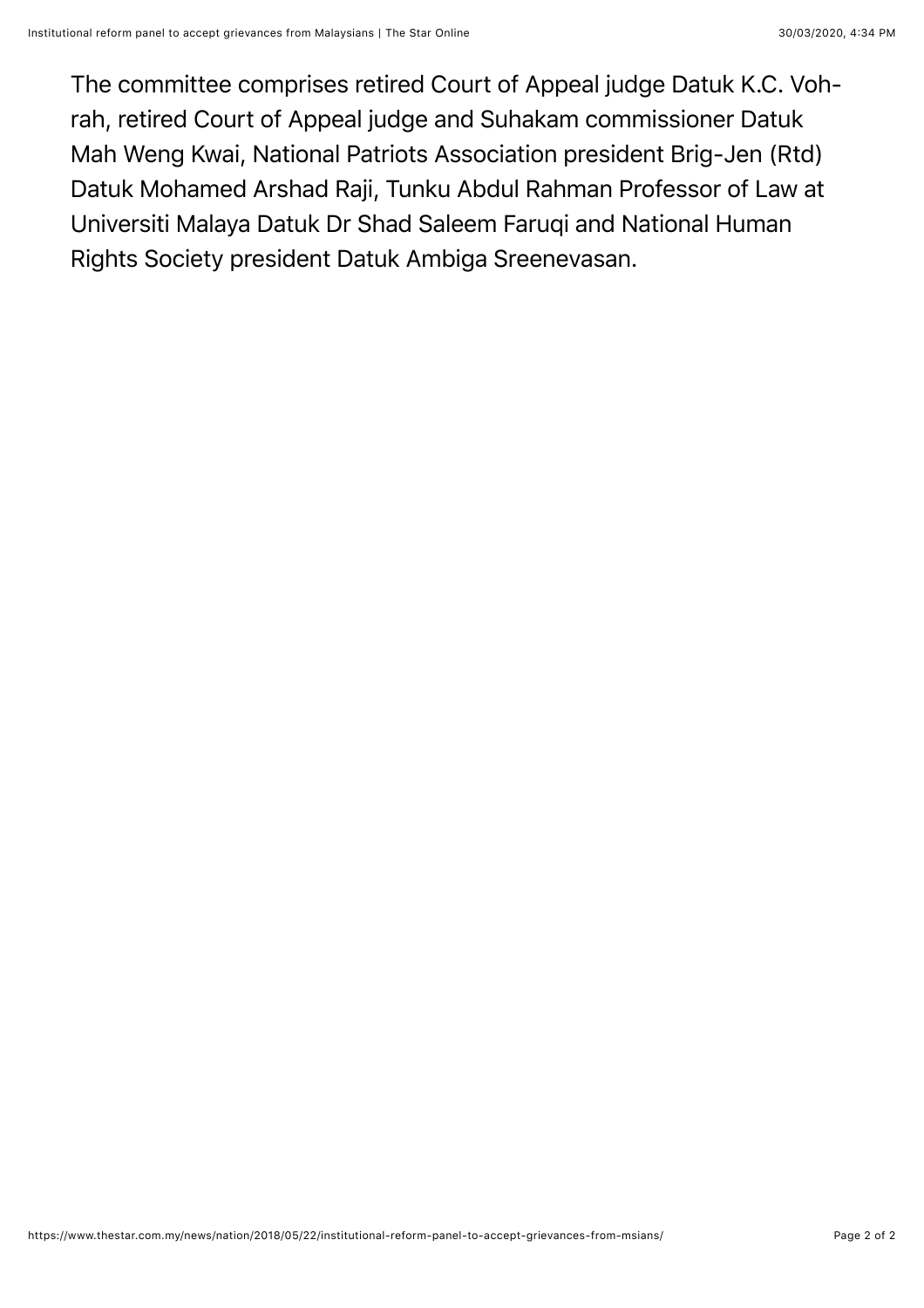The committee comprises retired Court of Appeal judge Datuk K.C. Vohrah, retired Court of Appeal judge and Suhakam commissioner Datuk Mah Weng Kwai, National Patriots Association president Brig-Jen (Rtd) Datuk Mohamed Arshad Raji, Tunku Abdul Rahman Professor of Law at Universiti Malaya Datuk Dr Shad Saleem Faruqi and National Human Rights Society president Datuk Ambiga Sreenevasan.